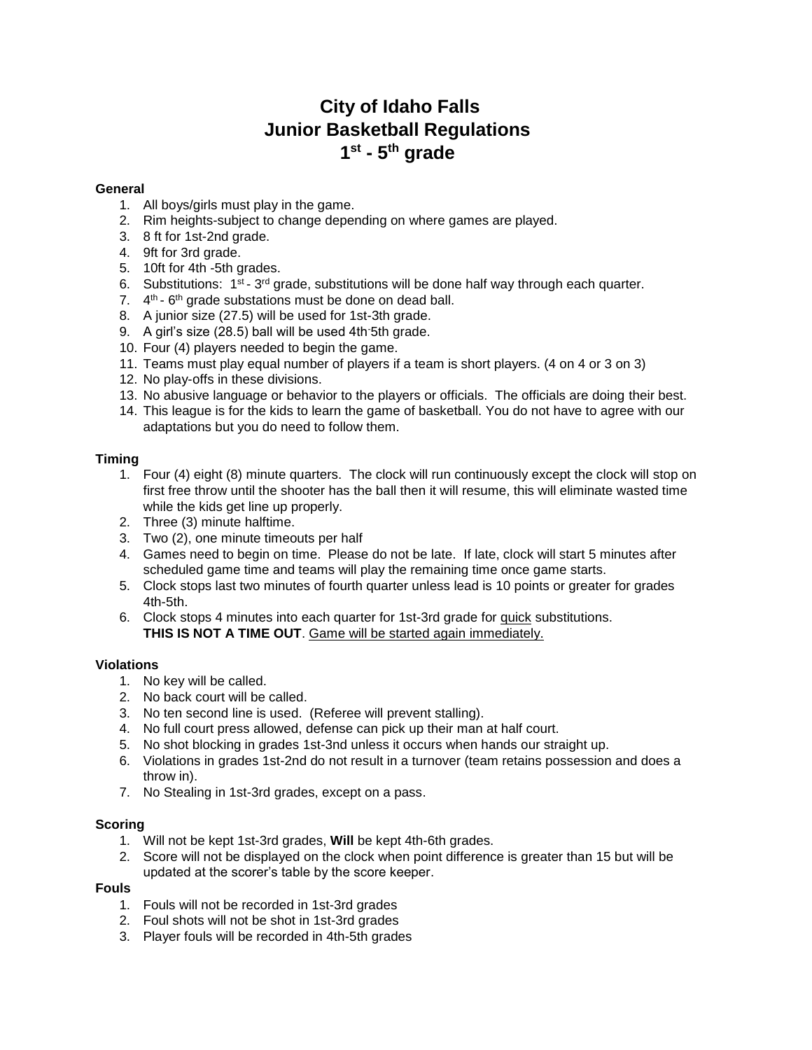# City of Idaho Falls
# Junior Basketball Regulations
# 1st - 5th grade

**General**

1. All boys/girls must play in the game.
2. Rim heights-subject to change depending on where games are played.
3. 8 ft for 1st-2nd grade.
4. 9ft for 3rd grade.
5. 10ft for 4th -5th grades.
6. Substitutions: 1st - 3rd grade, substitutions will be done half way through each quarter.
7. 4th - 6th grade substations must be done on dead ball.
8. A junior size (27.5) will be used for 1st-3th grade.
9. A girl's size (28.5) ball will be used 4th-5th grade.
10. Four (4) players needed to begin the game.
11. Teams must play equal number of players if a team is short players. (4 on 4 or 3 on 3)
12. No play-offs in these divisions.
13. No abusive language or behavior to the players or officials. The officials are doing their best.
14. This league is for the kids to learn the game of basketball. You do not have to agree with our adaptations but you do need to follow them.

**Timing**

1. Four (4) eight (8) minute quarters. The clock will run continuously except the clock will stop on first free throw until the shooter has the ball then it will resume, this will eliminate wasted time while the kids get line up properly.
2. Three (3) minute halftime.
3. Two (2), one minute timeouts per half
4. Games need to begin on time. Please do not be late. If late, clock will start 5 minutes after scheduled game time and teams will play the remaining time once game starts.
5. Clock stops last two minutes of fourth quarter unless lead is 10 points or greater for grades 4th-5th.
6. Clock stops 4 minutes into each quarter for 1st-3rd grade for quick substitutions. **THIS IS NOT A TIME OUT**. Game will be started again immediately.

**Violations**

1. No key will be called.
2. No back court will be called.
3. No ten second line is used. (Referee will prevent stalling).
4. No full court press allowed, defense can pick up their man at half court.
5. No shot blocking in grades 1st-3nd unless it occurs when hands our straight up.
6. Violations in grades 1st-2nd do not result in a turnover (team retains possession and does a throw in).
7. No Stealing in 1st-3rd grades, except on a pass.

**Scoring**

1. Will not be kept 1st-3rd grades, **Will** be kept 4th-6th grades.
2. Score will not be displayed on the clock when point difference is greater than 15 but will be updated at the scorer's table by the score keeper.

**Fouls**

1. Fouls will not be recorded in 1st-3rd grades
2. Foul shots will not be shot in 1st-3rd grades
3. Player fouls will be recorded in 4th-5th grades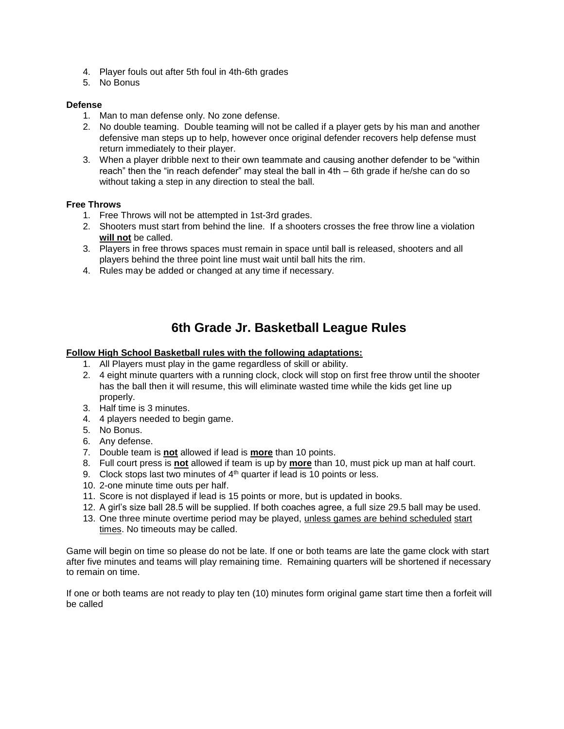4. Player fouls out after 5th foul in 4th-6th grades
5. No Bonus

**Defense**

1. Man to man defense only. No zone defense.
2. No double teaming. Double teaming will not be called if a player gets by his man and another defensive man steps up to help, however once original defender recovers help defense must return immediately to their player.
3. When a player dribble next to their own teammate and causing another defender to be "within reach" then the "in reach defender" may steal the ball in 4th – 6th grade if he/she can do so without taking a step in any direction to steal the ball.

**Free Throws**

1. Free Throws will not be attempted in 1st-3rd grades.
2. Shooters must start from behind the line. If a shooters crosses the free throw line a violation <u>**will not**</u> be called.
3. Players in free throws spaces must remain in space until ball is released, shooters and all players behind the three point line must wait until ball hits the rim.
4. Rules may be added or changed at any time if necessary.

# 6th Grade Jr. Basketball League Rules

<u>**Follow High School Basketball rules with the following adaptations:**</u>

1. All Players must play in the game regardless of skill or ability.
2. 4 eight minute quarters with a running clock, clock will stop on first free throw until the shooter has the ball then it will resume, this will eliminate wasted time while the kids get line up properly.
3. Half time is 3 minutes.
4. 4 players needed to begin game.
5. No Bonus.
6. Any defense.
7. Double team is <u>**not**</u> allowed if lead is <u>**more**</u> than 10 points.
8. Full court press is <u>**not**</u> allowed if team is up by <u>**more**</u> than 10, must pick up man at half court.
9. Clock stops last two minutes of 4th quarter if lead is 10 points or less.
10. 2-one minute time outs per half.
11. Score is not displayed if lead is 15 points or more, but is updated in books.
12. A girl's size ball 28.5 will be supplied. If both coaches agree, a full size 29.5 ball may be used.
13. One three minute overtime period may be played, <u>unless games are behind scheduled start times</u>. No timeouts may be called.

Game will begin on time so please do not be late. If one or both teams are late the game clock with start after five minutes and teams will play remaining time. Remaining quarters will be shortened if necessary to remain on time.

If one or both teams are not ready to play ten (10) minutes form original game start time then a forfeit will be called